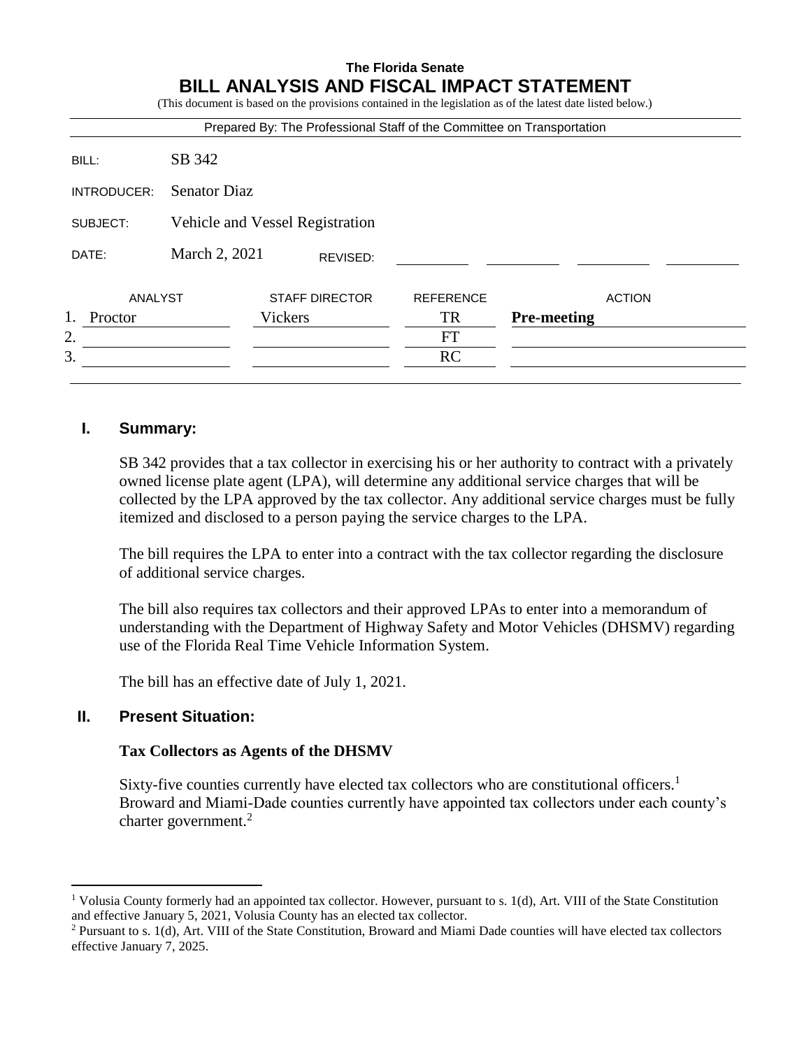**The Florida Senate**

# BILL ANALYSIS AND FISCAL IMPACT STATEMENT

(This document is based on the provisions contained in the legislation as of the latest date listed below.)

Prepared By: The Professional Staff of the Committee on Transportation

| | |
|---|---|
| BILL: | SB 342 |
| INTRODUCER: | Senator Diaz |
| SUBJECT: | Vehicle and Vessel Registration |
| DATE: | March 2, 2021 REVISED: |

| | ANALYST | STAFF DIRECTOR | REFERENCE | ACTION |
|---|---|---|---|---|
| 1. | Proctor | Vickers | TR | **Pre-meeting** |
| 2. | | | FT | |
| 3. | | | RC | |

## I. Summary:

SB 342 provides that a tax collector in exercising his or her authority to contract with a privately owned license plate agent (LPA), will determine any additional service charges that will be collected by the LPA approved by the tax collector. Any additional service charges must be fully itemized and disclosed to a person paying the service charges to the LPA.

The bill requires the LPA to enter into a contract with the tax collector regarding the disclosure of additional service charges.

The bill also requires tax collectors and their approved LPAs to enter into a memorandum of understanding with the Department of Highway Safety and Motor Vehicles (DHSMV) regarding use of the Florida Real Time Vehicle Information System.

The bill has an effective date of July 1, 2021.

## II. Present Situation:

### Tax Collectors as Agents of the DHSMV

Sixty-five counties currently have elected tax collectors who are constitutional officers.[1] Broward and Miami-Dade counties currently have appointed tax collectors under each county's charter government.[2]

---

[1] Volusia County formerly had an appointed tax collector. However, pursuant to s. 1(d), Art. VIII of the State Constitution and effective January 5, 2021, Volusia County has an elected tax collector.

[2] Pursuant to s. 1(d), Art. VIII of the State Constitution, Broward and Miami Dade counties will have elected tax collectors effective January 7, 2025.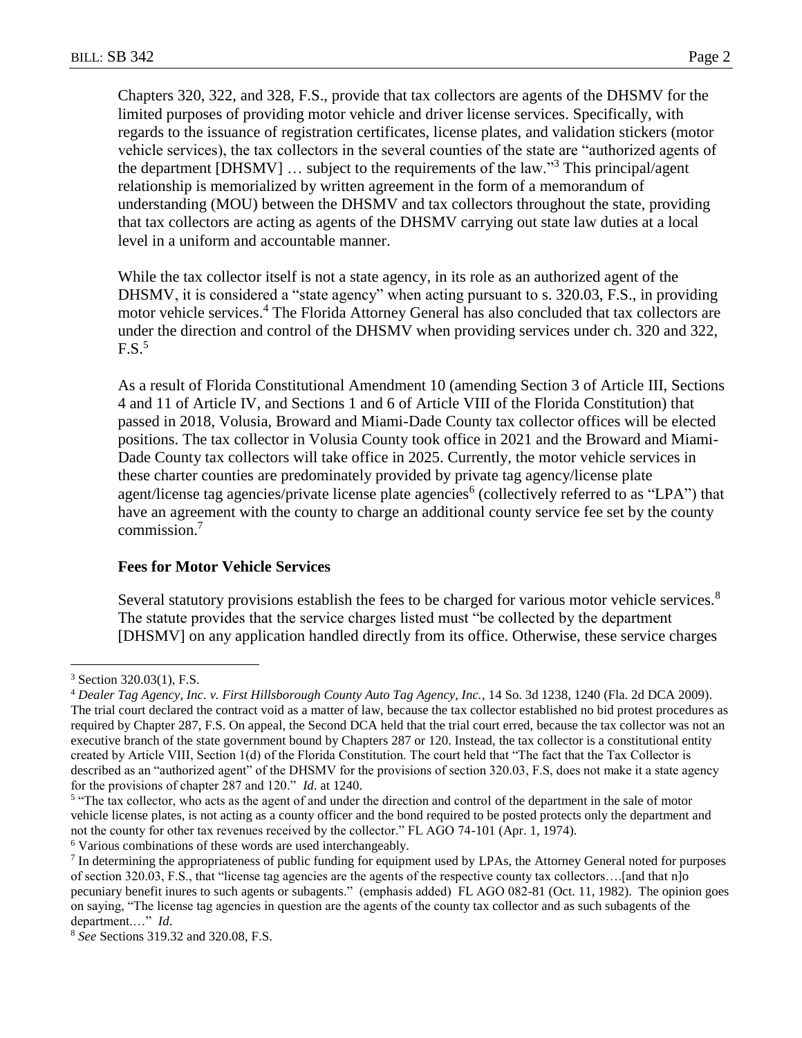Chapters 320, 322, and 328, F.S., provide that tax collectors are agents of the DHSMV for the limited purposes of providing motor vehicle and driver license services. Specifically, with regards to the issuance of registration certificates, license plates, and validation stickers (motor vehicle services), the tax collectors in the several counties of the state are "authorized agents of the department [DHSMV] … subject to the requirements of the law."[3] This principal/agent relationship is memorialized by written agreement in the form of a memorandum of understanding (MOU) between the DHSMV and tax collectors throughout the state, providing that tax collectors are acting as agents of the DHSMV carrying out state law duties at a local level in a uniform and accountable manner.

While the tax collector itself is not a state agency, in its role as an authorized agent of the DHSMV, it is considered a "state agency" when acting pursuant to s. 320.03, F.S., in providing motor vehicle services.[4] The Florida Attorney General has also concluded that tax collectors are under the direction and control of the DHSMV when providing services under ch. 320 and 322, F.S.[5]

As a result of Florida Constitutional Amendment 10 (amending Section 3 of Article III, Sections 4 and 11 of Article IV, and Sections 1 and 6 of Article VIII of the Florida Constitution) that passed in 2018, Volusia, Broward and Miami-Dade County tax collector offices will be elected positions. The tax collector in Volusia County took office in 2021 and the Broward and Miami-Dade County tax collectors will take office in 2025. Currently, the motor vehicle services in these charter counties are predominately provided by private tag agency/license plate agent/license tag agencies/private license plate agencies[6] (collectively referred to as "LPA") that have an agreement with the county to charge an additional county service fee set by the county commission.[7]

### Fees for Motor Vehicle Services

Several statutory provisions establish the fees to be charged for various motor vehicle services.[8] The statute provides that the service charges listed must "be collected by the department [DHSMV] on any application handled directly from its office. Otherwise, these service charges

---

[3] Section 320.03(1), F.S.

[4] *Dealer Tag Agency, Inc. v. First Hillsborough County Auto Tag Agency, Inc.*, 14 So. 3d 1238, 1240 (Fla. 2d DCA 2009). The trial court declared the contract void as a matter of law, because the tax collector established no bid protest procedures as required by Chapter 287, F.S. On appeal, the Second DCA held that the trial court erred, because the tax collector was not an executive branch of the state government bound by Chapters 287 or 120. Instead, the tax collector is a constitutional entity created by Article VIII, Section 1(d) of the Florida Constitution. The court held that "The fact that the Tax Collector is described as an "authorized agent" of the DHSMV for the provisions of section 320.03, F.S, does not make it a state agency for the provisions of chapter 287 and 120." *Id*. at 1240.

[5] "The tax collector, who acts as the agent of and under the direction and control of the department in the sale of motor vehicle license plates, is not acting as a county officer and the bond required to be posted protects only the department and not the county for other tax revenues received by the collector." FL AGO 74-101 (Apr. 1, 1974).

[6] Various combinations of these words are used interchangeably.

[7] In determining the appropriateness of public funding for equipment used by LPAs, the Attorney General noted for purposes of section 320.03, F.S., that "license tag agencies are the agents of the respective county tax collectors….[and that n]o pecuniary benefit inures to such agents or subagents." (emphasis added) FL AGO 082-81 (Oct. 11, 1982). The opinion goes on saying, "The license tag agencies in question are the agents of the county tax collector and as such subagents of the department.…" *Id*.

[8] *See* Sections 319.32 and 320.08, F.S.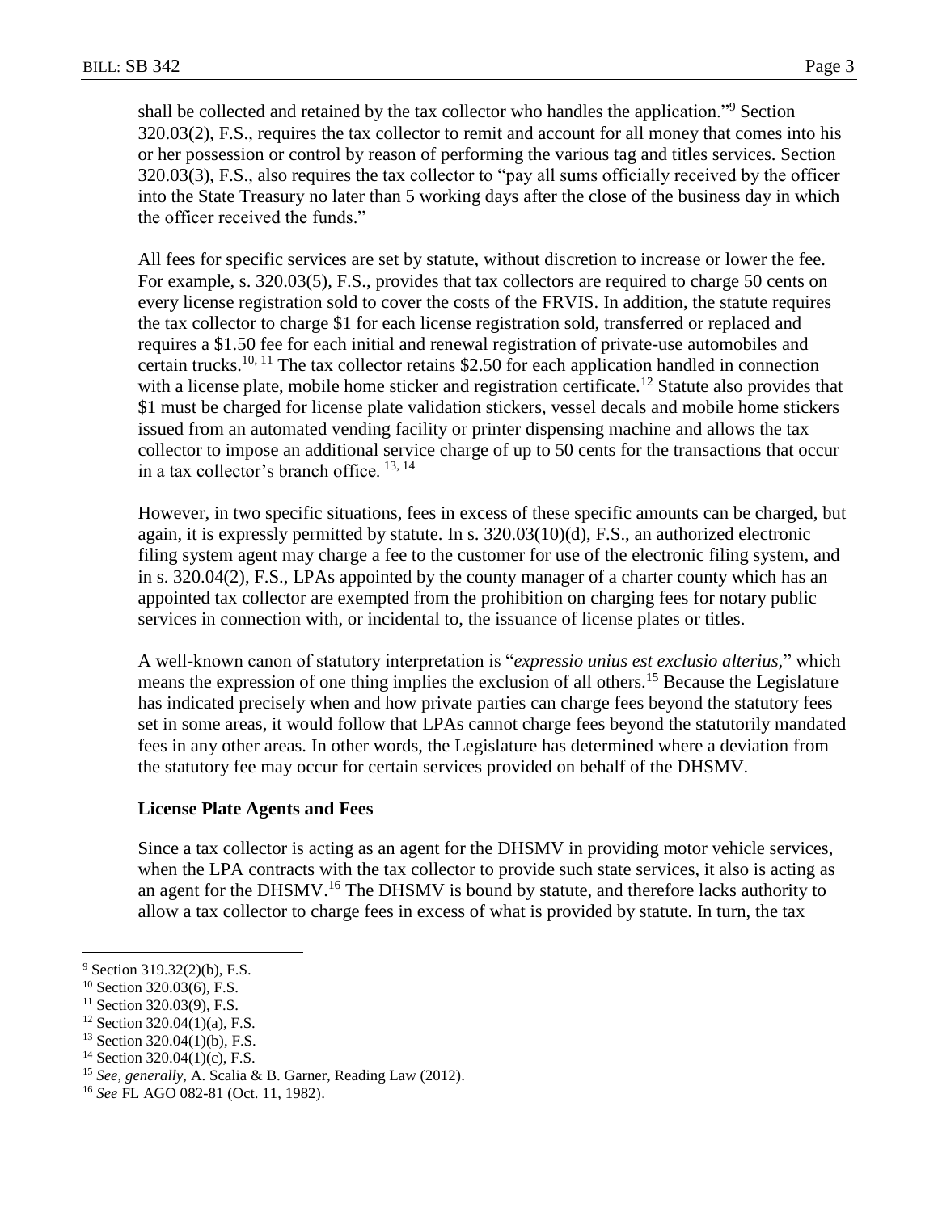shall be collected and retained by the tax collector who handles the application."[9] Section 320.03(2), F.S., requires the tax collector to remit and account for all money that comes into his or her possession or control by reason of performing the various tag and titles services. Section 320.03(3), F.S., also requires the tax collector to "pay all sums officially received by the officer into the State Treasury no later than 5 working days after the close of the business day in which the officer received the funds."

All fees for specific services are set by statute, without discretion to increase or lower the fee. For example, s. 320.03(5), F.S., provides that tax collectors are required to charge 50 cents on every license registration sold to cover the costs of the FRVIS. In addition, the statute requires the tax collector to charge $1 for each license registration sold, transferred or replaced and requires a $1.50 fee for each initial and renewal registration of private-use automobiles and certain trucks.[10, 11] The tax collector retains $2.50 for each application handled in connection with a license plate, mobile home sticker and registration certificate.[12] Statute also provides that $1 must be charged for license plate validation stickers, vessel decals and mobile home stickers issued from an automated vending facility or printer dispensing machine and allows the tax collector to impose an additional service charge of up to 50 cents for the transactions that occur in a tax collector's branch office. [13, 14]

However, in two specific situations, fees in excess of these specific amounts can be charged, but again, it is expressly permitted by statute. In s. 320.03(10)(d), F.S., an authorized electronic filing system agent may charge a fee to the customer for use of the electronic filing system, and in s. 320.04(2), F.S., LPAs appointed by the county manager of a charter county which has an appointed tax collector are exempted from the prohibition on charging fees for notary public services in connection with, or incidental to, the issuance of license plates or titles.

A well-known canon of statutory interpretation is "*expressio unius est exclusio alterius*," which means the expression of one thing implies the exclusion of all others.[15] Because the Legislature has indicated precisely when and how private parties can charge fees beyond the statutory fees set in some areas, it would follow that LPAs cannot charge fees beyond the statutorily mandated fees in any other areas. In other words, the Legislature has determined where a deviation from the statutory fee may occur for certain services provided on behalf of the DHSMV.

**License Plate Agents and Fees**

Since a tax collector is acting as an agent for the DHSMV in providing motor vehicle services, when the LPA contracts with the tax collector to provide such state services, it also is acting as an agent for the DHSMV.[16] The DHSMV is bound by statute, and therefore lacks authority to allow a tax collector to charge fees in excess of what is provided by statute. In turn, the tax

---

[9] Section 319.32(2)(b), F.S.

[10] Section 320.03(6), F.S.

[11] Section 320.03(9), F.S.

[12] Section 320.04(1)(a), F.S.

[13] Section 320.04(1)(b), F.S.

[14] Section 320.04(1)(c), F.S.

[15] *See, generally,* A. Scalia & B. Garner, Reading Law (2012).

[16] *See* FL AGO 082-81 (Oct. 11, 1982).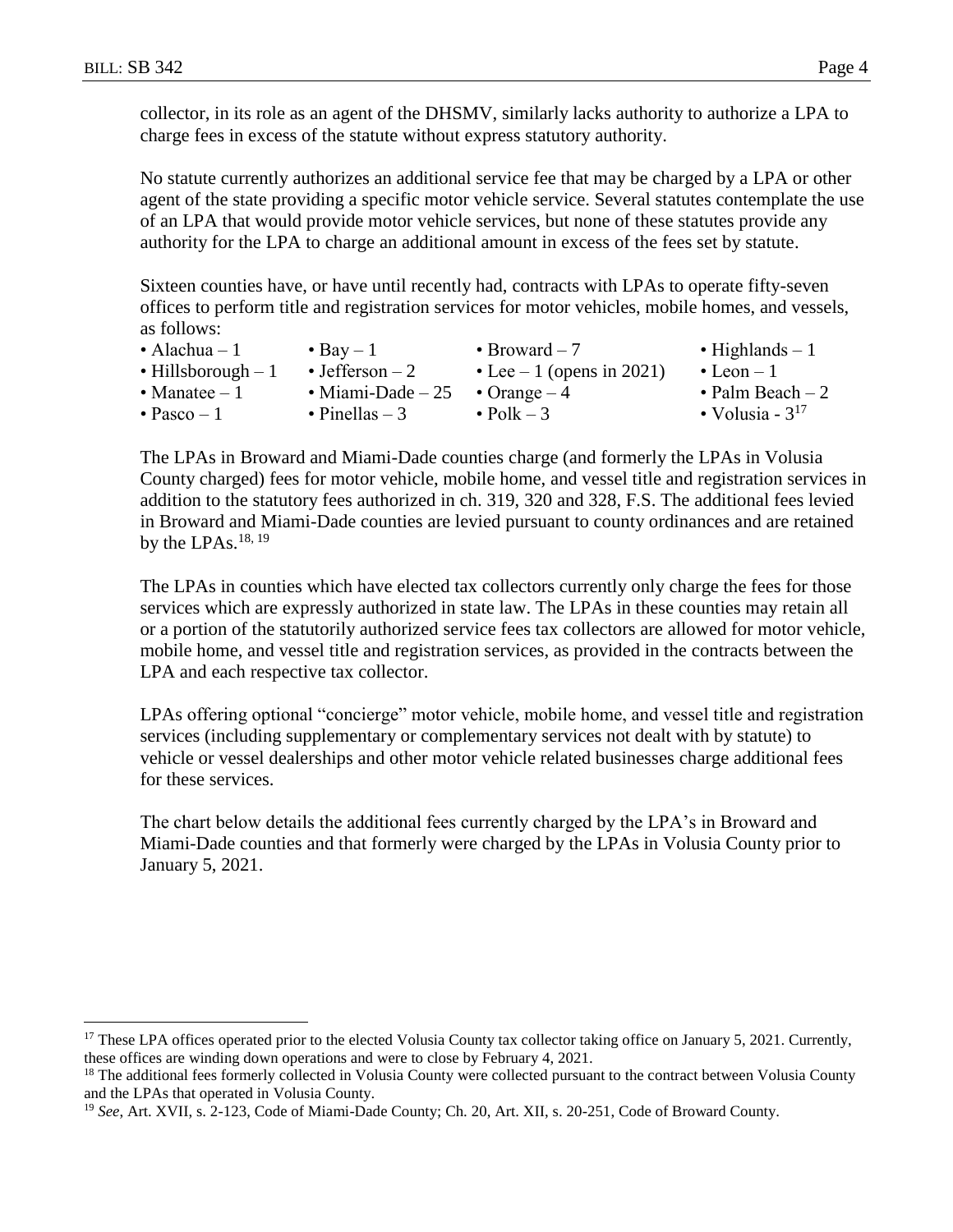collector, in its role as an agent of the DHSMV, similarly lacks authority to authorize a LPA to charge fees in excess of the statute without express statutory authority.

No statute currently authorizes an additional service fee that may be charged by a LPA or other agent of the state providing a specific motor vehicle service. Several statutes contemplate the use of an LPA that would provide motor vehicle services, but none of these statutes provide any authority for the LPA to charge an additional amount in excess of the fees set by statute.

Sixteen counties have, or have until recently had, contracts with LPAs to operate fifty-seven offices to perform title and registration services for motor vehicles, mobile homes, and vessels, as follows:

- Alachua – 1
- Bay – 1
- Broward – 7
- Highlands – 1
- Hillsborough – 1
- Jefferson – 2
- Lee – 1 (opens in 2021)
- Leon – 1
- Manatee – 1
- Miami-Dade – 25
- Orange – 4
- Palm Beach – 2
- Pasco – 1
- Pinellas – 3
- Polk – 3
- Volusia - 3[17]

The LPAs in Broward and Miami-Dade counties charge (and formerly the LPAs in Volusia County charged) fees for motor vehicle, mobile home, and vessel title and registration services in addition to the statutory fees authorized in ch. 319, 320 and 328, F.S. The additional fees levied in Broward and Miami-Dade counties are levied pursuant to county ordinances and are retained by the LPAs.[18, 19]

The LPAs in counties which have elected tax collectors currently only charge the fees for those services which are expressly authorized in state law. The LPAs in these counties may retain all or a portion of the statutorily authorized service fees tax collectors are allowed for motor vehicle, mobile home, and vessel title and registration services, as provided in the contracts between the LPA and each respective tax collector.

LPAs offering optional "concierge" motor vehicle, mobile home, and vessel title and registration services (including supplementary or complementary services not dealt with by statute) to vehicle or vessel dealerships and other motor vehicle related businesses charge additional fees for these services.

The chart below details the additional fees currently charged by the LPA's in Broward and Miami-Dade counties and that formerly were charged by the LPAs in Volusia County prior to January 5, 2021.

[17] These LPA offices operated prior to the elected Volusia County tax collector taking office on January 5, 2021. Currently, these offices are winding down operations and were to close by February 4, 2021.

[18] The additional fees formerly collected in Volusia County were collected pursuant to the contract between Volusia County and the LPAs that operated in Volusia County.

[19] *See*, Art. XVII, s. 2-123, Code of Miami-Dade County; Ch. 20, Art. XII, s. 20-251, Code of Broward County.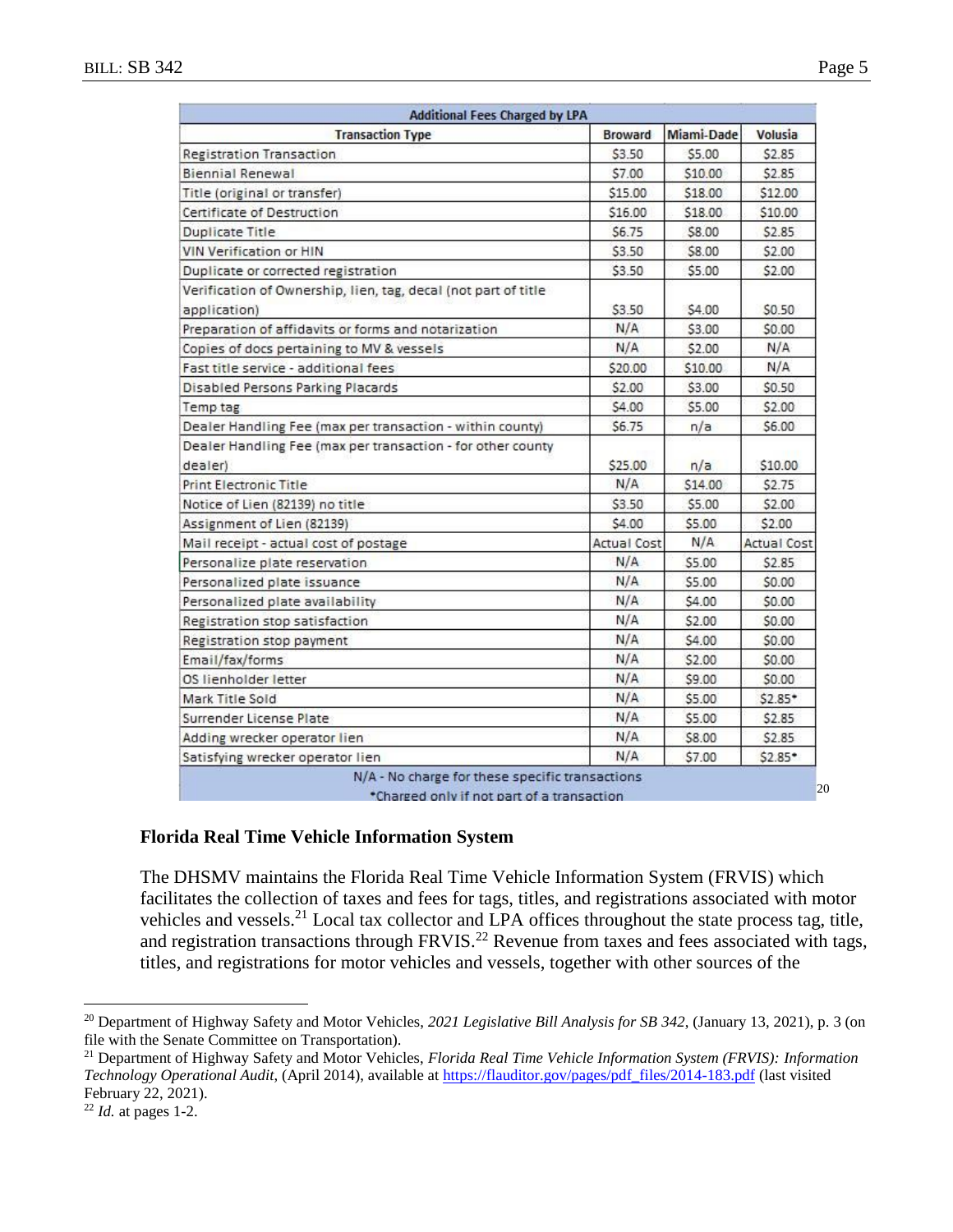| Additional Fees Charged by LPA | | | |
|---|---|---|---|
| Transaction Type | Broward | Miami-Dade | Volusia |
| Registration Transaction | $3.50 | $5.00 | $2.85 |
| Biennial Renewal | $7.00 | $10.00 | $2.85 |
| Title (original or transfer) | $15.00 | $18.00 | $12.00 |
| Certificate of Destruction | $16.00 | $18.00 | $10.00 |
| Duplicate Title | $6.75 | $8.00 | $2.85 |
| VIN Verification or HIN | $3.50 | $8.00 | $2.00 |
| Duplicate or corrected registration | $3.50 | $5.00 | $2.00 |
| Verification of Ownership, lien, tag, decal (not part of title application) | $3.50 | $4.00 | $0.50 |
| Preparation of affidavits or forms and notarization | N/A | $3.00 | $0.00 |
| Copies of docs pertaining to MV & vessels | N/A | $2.00 | N/A |
| Fast title service - additional fees | $20.00 | $10.00 | N/A |
| Disabled Persons Parking Placards | $2.00 | $3.00 | $0.50 |
| Temp tag | $4.00 | $5.00 | $2.00 |
| Dealer Handling Fee (max per transaction - within county) | $6.75 | n/a | $6.00 |
| Dealer Handling Fee (max per transaction - for other county dealer) | $25.00 | n/a | $10.00 |
| Print Electronic Title | N/A | $14.00 | $2.75 |
| Notice of Lien (82139) no title | $3.50 | $5.00 | $2.00 |
| Assignment of Lien (82139) | $4.00 | $5.00 | $2.00 |
| Mail receipt - actual cost of postage | Actual Cost | N/A | Actual Cost |
| Personalize plate reservation | N/A | $5.00 | $2.85 |
| Personalized plate issuance | N/A | $5.00 | $0.00 |
| Personalized plate availability | N/A | $4.00 | $0.00 |
| Registration stop satisfaction | N/A | $2.00 | $0.00 |
| Registration stop payment | N/A | $4.00 | $0.00 |
| Email/fax/forms | N/A | $2.00 | $0.00 |
| OS lienholder letter | N/A | $9.00 | $0.00 |
| Mark Title Sold | N/A | $5.00 | $2.85* |
| Surrender License Plate | N/A | $5.00 | $2.85 |
| Adding wrecker operator lien | N/A | $8.00 | $2.85 |
| Satisfying wrecker operator lien | N/A | $7.00 | $2.85* |

N/A - No charge for these specific transactions
*Charged only if not part of a transaction[20]

**Florida Real Time Vehicle Information System**

The DHSMV maintains the Florida Real Time Vehicle Information System (FRVIS) which facilitates the collection of taxes and fees for tags, titles, and registrations associated with motor vehicles and vessels.[21] Local tax collector and LPA offices throughout the state process tag, title, and registration transactions through FRVIS.[22] Revenue from taxes and fees associated with tags, titles, and registrations for motor vehicles and vessels, together with other sources of the

---

[20] Department of Highway Safety and Motor Vehicles, *2021 Legislative Bill Analysis for SB 342*, (January 13, 2021), p. 3 (on file with the Senate Committee on Transportation).

[21] Department of Highway Safety and Motor Vehicles, *Florida Real Time Vehicle Information System (FRVIS): Information Technology Operational Audit*, (April 2014), available at https://flauditor.gov/pages/pdf_files/2014-183.pdf (last visited February 22, 2021).

[22] *Id.* at pages 1-2.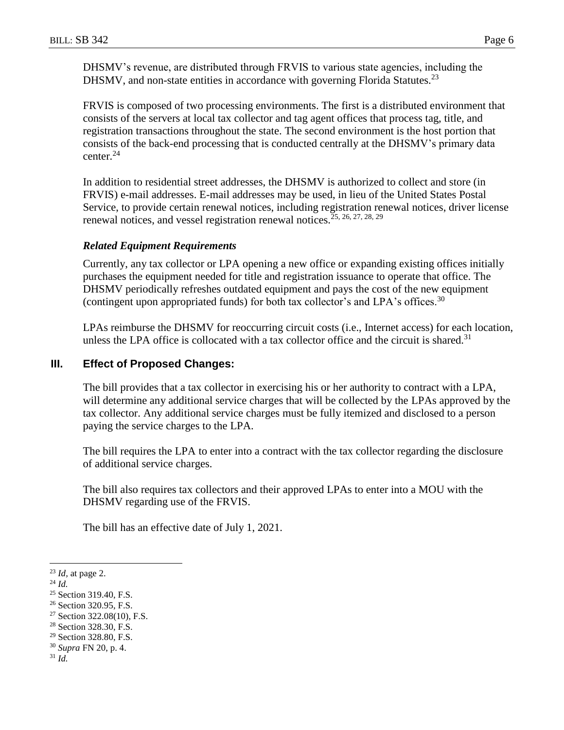DHSMV's revenue, are distributed through FRVIS to various state agencies, including the DHSMV, and non-state entities in accordance with governing Florida Statutes.[23]

FRVIS is composed of two processing environments. The first is a distributed environment that consists of the servers at local tax collector and tag agent offices that process tag, title, and registration transactions throughout the state. The second environment is the host portion that consists of the back-end processing that is conducted centrally at the DHSMV's primary data center.[24]

In addition to residential street addresses, the DHSMV is authorized to collect and store (in FRVIS) e-mail addresses. E-mail addresses may be used, in lieu of the United States Postal Service, to provide certain renewal notices, including registration renewal notices, driver license renewal notices, and vessel registration renewal notices.[25, 26, 27, 28, 29]

### *Related Equipment Requirements*

Currently, any tax collector or LPA opening a new office or expanding existing offices initially purchases the equipment needed for title and registration issuance to operate that office. The DHSMV periodically refreshes outdated equipment and pays the cost of the new equipment (contingent upon appropriated funds) for both tax collector's and LPA's offices.[30]

LPAs reimburse the DHSMV for reoccurring circuit costs (i.e., Internet access) for each location, unless the LPA office is collocated with a tax collector office and the circuit is shared.[31]

## III. Effect of Proposed Changes:

The bill provides that a tax collector in exercising his or her authority to contract with a LPA, will determine any additional service charges that will be collected by the LPAs approved by the tax collector. Any additional service charges must be fully itemized and disclosed to a person paying the service charges to the LPA.

The bill requires the LPA to enter into a contract with the tax collector regarding the disclosure of additional service charges.

The bill also requires tax collectors and their approved LPAs to enter into a MOU with the DHSMV regarding use of the FRVIS.

The bill has an effective date of July 1, 2021.

---

[23] *Id,* at page 2.
[24] *Id.*
[25] Section 319.40, F.S.
[26] Section 320.95, F.S.
[27] Section 322.08(10), F.S.
[28] Section 328.30, F.S.
[29] Section 328.80, F.S.
[30] *Supra* FN 20, p. 4.
[31] *Id.*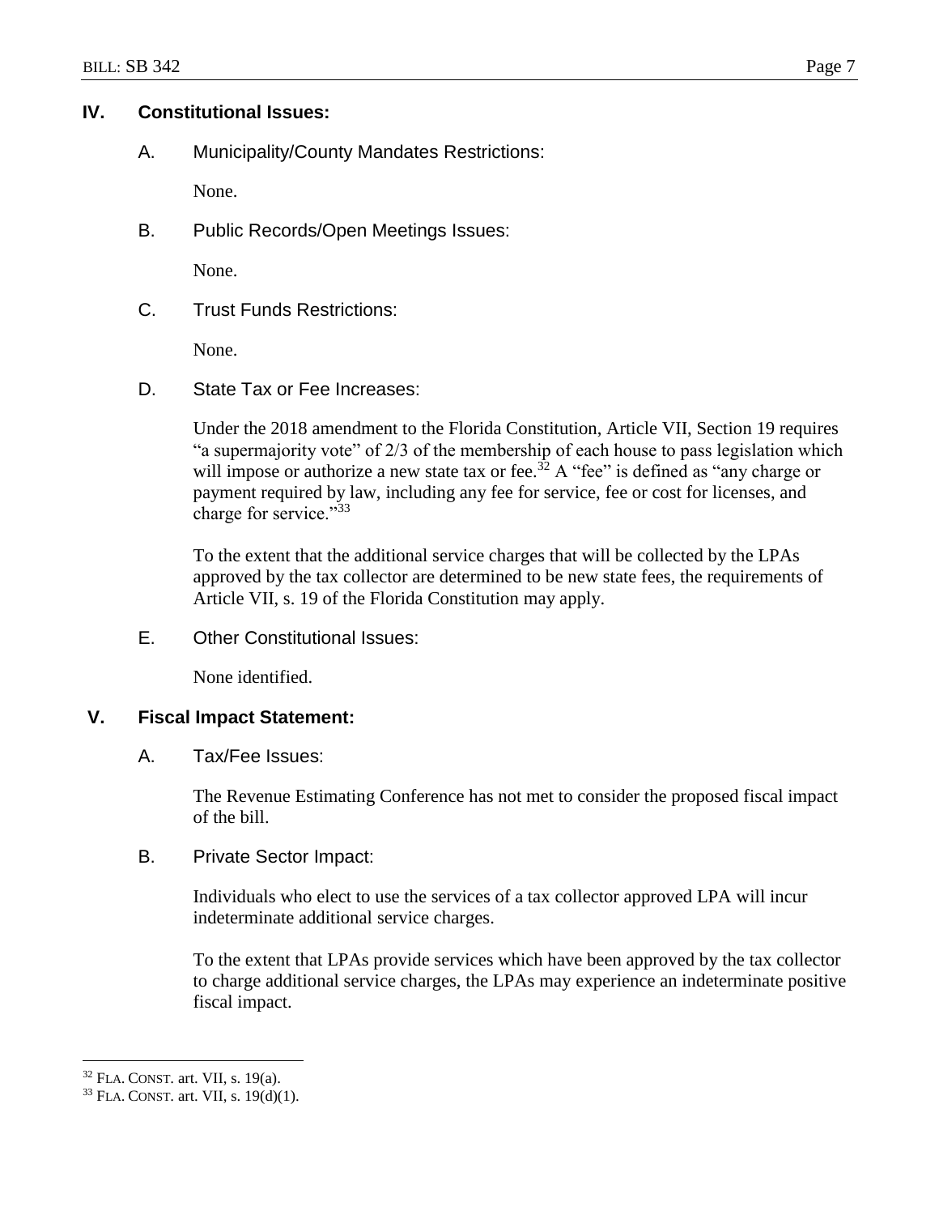## IV. Constitutional Issues:

### A. Municipality/County Mandates Restrictions:

None.

### B. Public Records/Open Meetings Issues:

None.

### C. Trust Funds Restrictions:

None.

### D. State Tax or Fee Increases:

Under the 2018 amendment to the Florida Constitution, Article VII, Section 19 requires "a supermajority vote" of 2/3 of the membership of each house to pass legislation which will impose or authorize a new state tax or fee.[32] A "fee" is defined as "any charge or payment required by law, including any fee for service, fee or cost for licenses, and charge for service."[33]

To the extent that the additional service charges that will be collected by the LPAs approved by the tax collector are determined to be new state fees, the requirements of Article VII, s. 19 of the Florida Constitution may apply.

### E. Other Constitutional Issues:

None identified.

## V. Fiscal Impact Statement:

### A. Tax/Fee Issues:

The Revenue Estimating Conference has not met to consider the proposed fiscal impact of the bill.

### B. Private Sector Impact:

Individuals who elect to use the services of a tax collector approved LPA will incur indeterminate additional service charges.

To the extent that LPAs provide services which have been approved by the tax collector to charge additional service charges, the LPAs may experience an indeterminate positive fiscal impact.

---

[32] FLA. CONST. art. VII, s. 19(a).

[33] FLA. CONST. art. VII, s. 19(d)(1).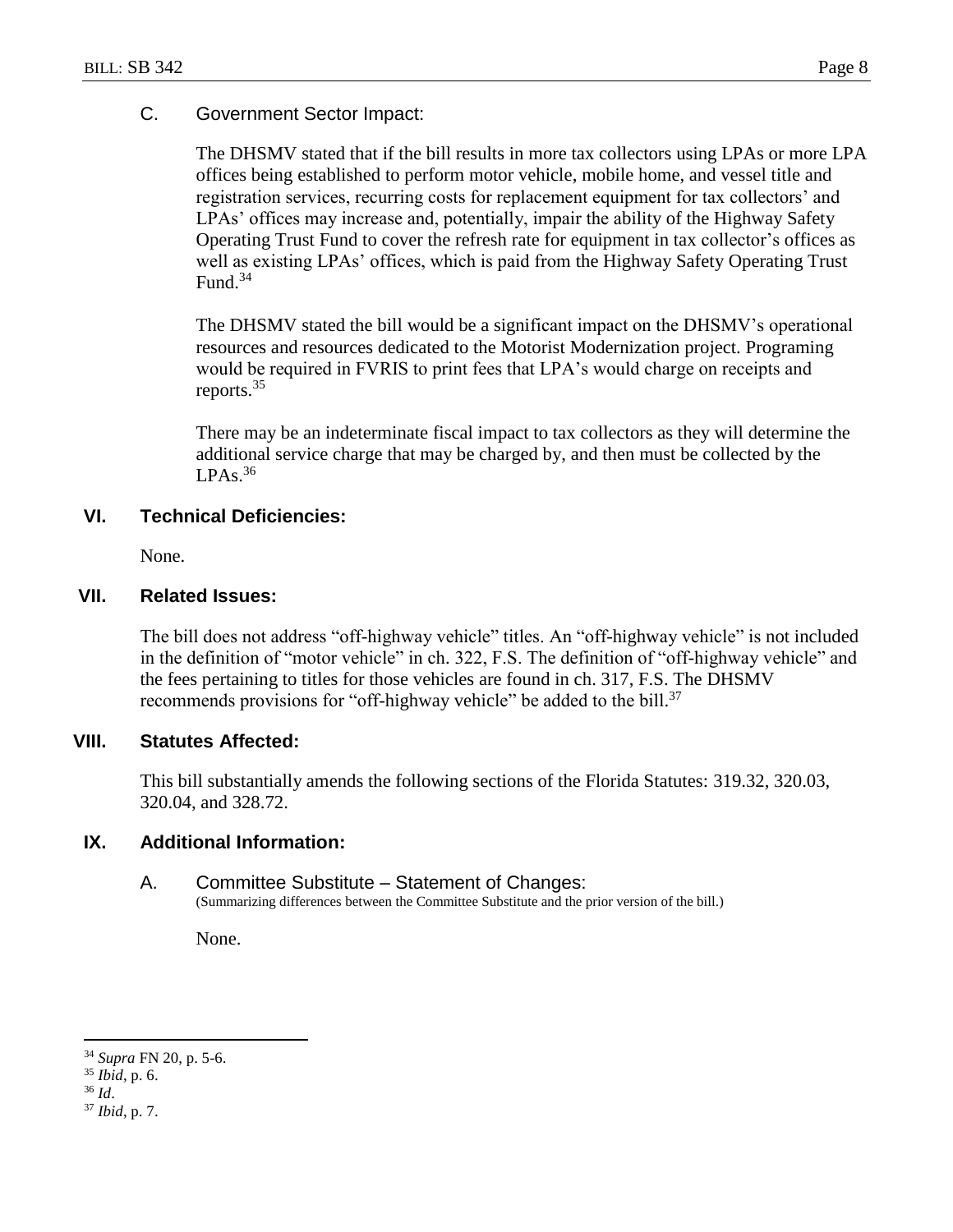### C. Government Sector Impact:

The DHSMV stated that if the bill results in more tax collectors using LPAs or more LPA offices being established to perform motor vehicle, mobile home, and vessel title and registration services, recurring costs for replacement equipment for tax collectors' and LPAs' offices may increase and, potentially, impair the ability of the Highway Safety Operating Trust Fund to cover the refresh rate for equipment in tax collector's offices as well as existing LPAs' offices, which is paid from the Highway Safety Operating Trust Fund.[34]

The DHSMV stated the bill would be a significant impact on the DHSMV's operational resources and resources dedicated to the Motorist Modernization project. Programing would be required in FVRIS to print fees that LPA's would charge on receipts and reports.[35]

There may be an indeterminate fiscal impact to tax collectors as they will determine the additional service charge that may be charged by, and then must be collected by the LPAs.[36]

## VI. Technical Deficiencies:

None.

## VII. Related Issues:

The bill does not address "off-highway vehicle" titles. An "off-highway vehicle" is not included in the definition of "motor vehicle" in ch. 322, F.S. The definition of "off-highway vehicle" and the fees pertaining to titles for those vehicles are found in ch. 317, F.S. The DHSMV recommends provisions for "off-highway vehicle" be added to the bill.[37]

## VIII. Statutes Affected:

This bill substantially amends the following sections of the Florida Statutes: 319.32, 320.03, 320.04, and 328.72.

## IX. Additional Information:

### A. Committee Substitute – Statement of Changes:

(Summarizing differences between the Committee Substitute and the prior version of the bill.)

None.

---

[34] *Supra* FN 20, p. 5-6.

[35] *Ibid*, p. 6.

[36] *Id*.

[37] *Ibid*, p. 7.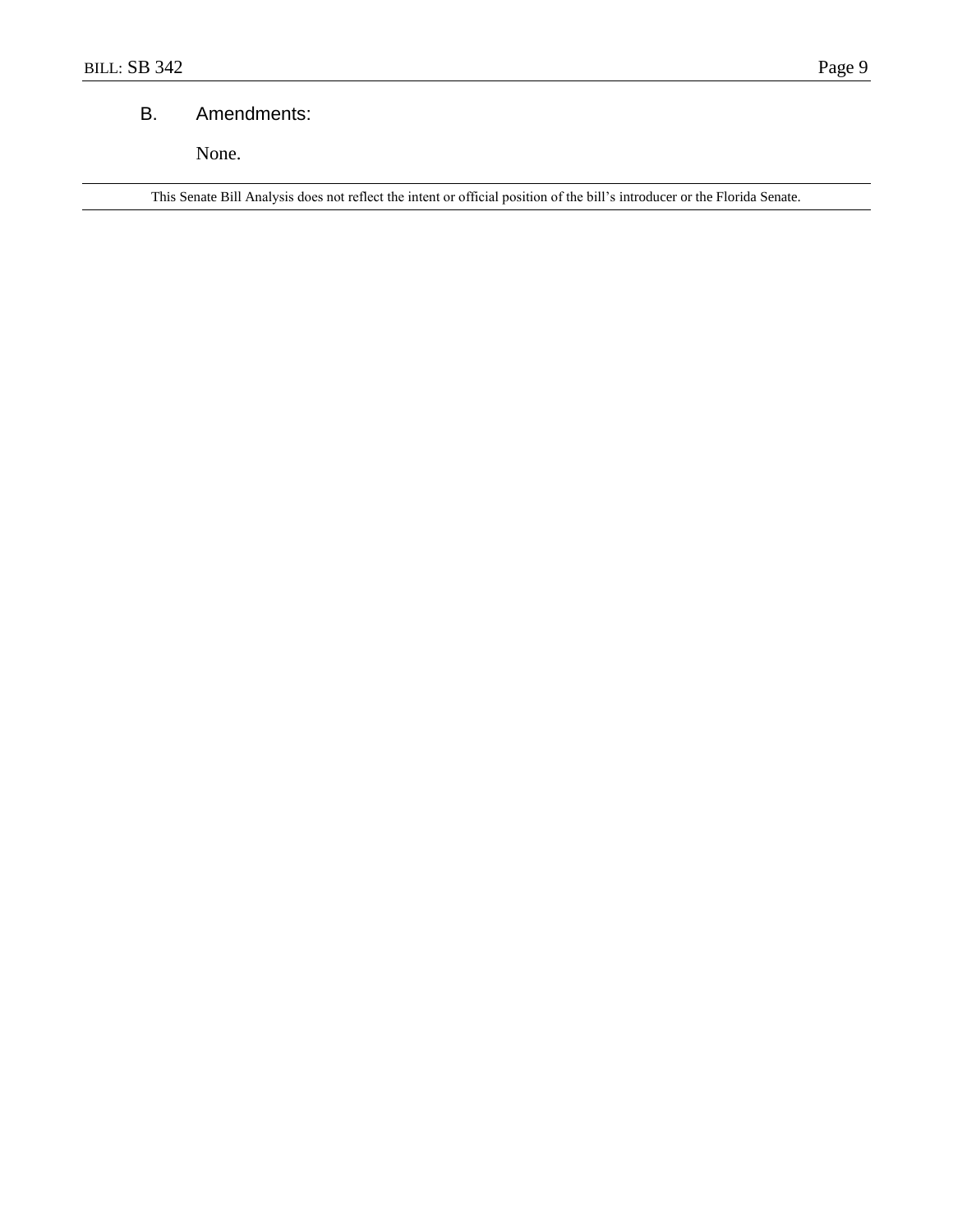### B. Amendments:

None.

---

This Senate Bill Analysis does not reflect the intent or official position of the bill's introducer or the Florida Senate.

---